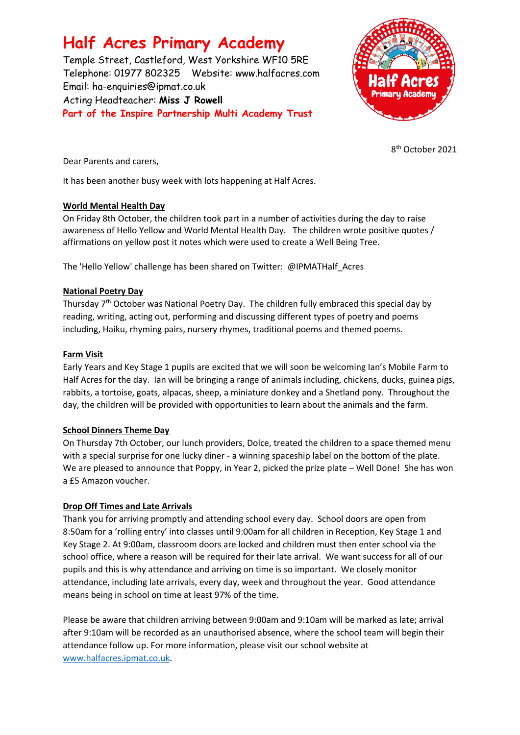# Half Acres Primary Academy

Temple Street, Castleford, West Yorkshire WF10 5RE
Telephone: 01977 802325    Website: www.halfacres.com
Email: ha-enquiries@ipmat.co.uk
Acting Headteacher: **Miss J Rowell**
**Part of the Inspire Partnership Multi Academy Trust**

8th October 2021

Dear Parents and carers,

It has been another busy week with lots happening at Half Acres.

**World Mental Health Day**

On Friday 8th October, the children took part in a number of activities during the day to raise awareness of Hello Yellow and World Mental Health Day. The children wrote positive quotes / affirmations on yellow post it notes which were used to create a Well Being Tree.

The 'Hello Yellow' challenge has been shared on Twitter: @IPMATHalf_Acres

**National Poetry Day**

Thursday 7th October was National Poetry Day. The children fully embraced this special day by reading, writing, acting out, performing and discussing different types of poetry and poems including, Haiku, rhyming pairs, nursery rhymes, traditional poems and themed poems.

**Farm Visit**

Early Years and Key Stage 1 pupils are excited that we will soon be welcoming Ian's Mobile Farm to Half Acres for the day. Ian will be bringing a range of animals including, chickens, ducks, guinea pigs, rabbits, a tortoise, goats, alpacas, sheep, a miniature donkey and a Shetland pony. Throughout the day, the children will be provided with opportunities to learn about the animals and the farm.

**School Dinners Theme Day**

On Thursday 7th October, our lunch providers, Dolce, treated the children to a space themed menu with a special surprise for one lucky diner - a winning spaceship label on the bottom of the plate. We are pleased to announce that Poppy, in Year 2, picked the prize plate – Well Done! She has won a £5 Amazon voucher.

**Drop Off Times and Late Arrivals**

Thank you for arriving promptly and attending school every day. School doors are open from 8:50am for a 'rolling entry' into classes until 9:00am for all children in Reception, Key Stage 1 and Key Stage 2. At 9:00am, classroom doors are locked and children must then enter school via the school office, where a reason will be required for their late arrival. We want success for all of our pupils and this is why attendance and arriving on time is so important. We closely monitor attendance, including late arrivals, every day, week and throughout the year. Good attendance means being in school on time at least 97% of the time.

Please be aware that children arriving between 9:00am and 9:10am will be marked as late; arrival after 9:10am will be recorded as an unauthorised absence, where the school team will begin their attendance follow up. For more information, please visit our school website at www.halfacres.ipmat.co.uk.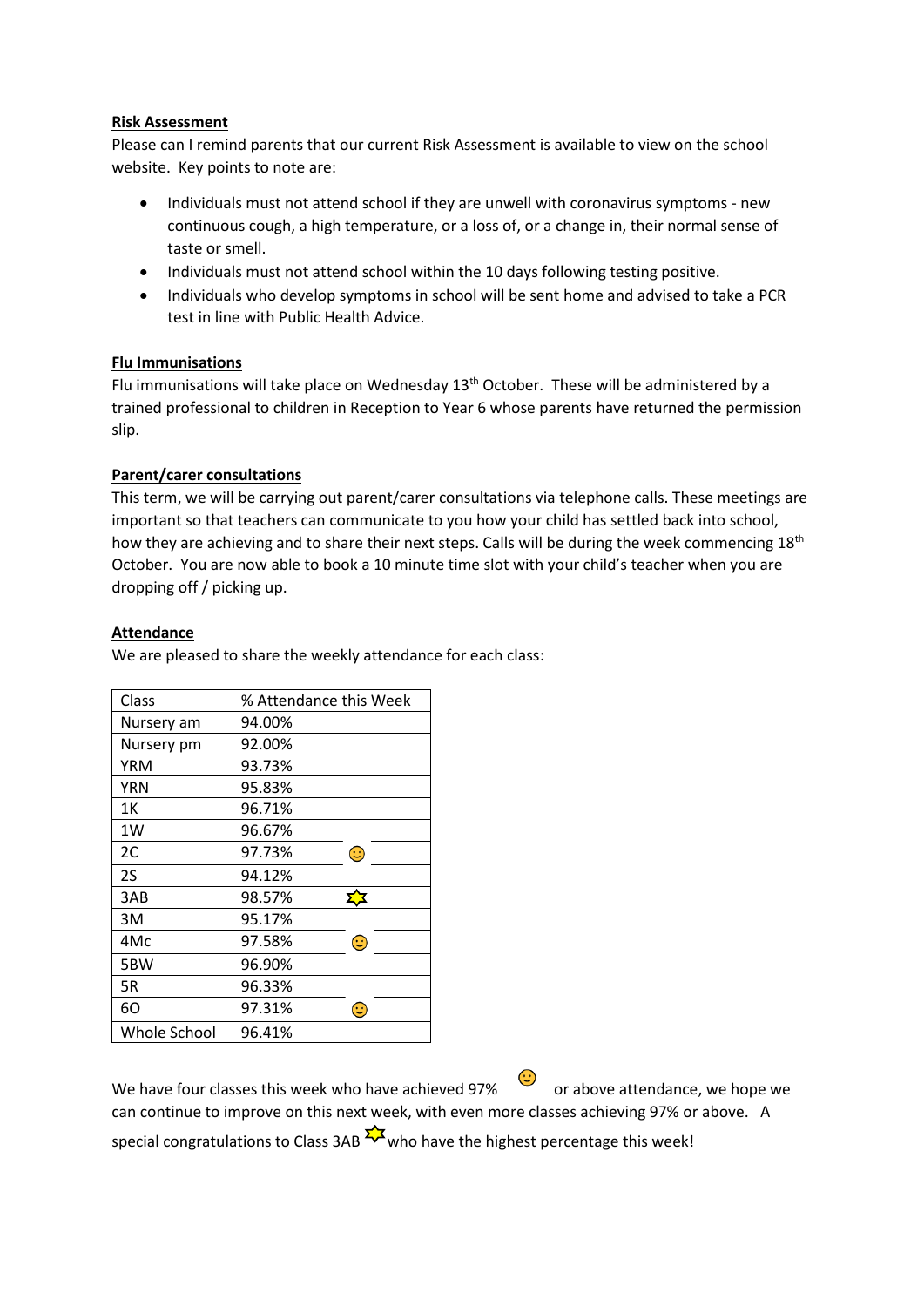**Risk Assessment**

Please can I remind parents that our current Risk Assessment is available to view on the school website. Key points to note are:

- Individuals must not attend school if they are unwell with coronavirus symptoms - new continuous cough, a high temperature, or a loss of, or a change in, their normal sense of taste or smell.
- Individuals must not attend school within the 10 days following testing positive.
- Individuals who develop symptoms in school will be sent home and advised to take a PCR test in line with Public Health Advice.

**Flu Immunisations**

Flu immunisations will take place on Wednesday 13th October. These will be administered by a trained professional to children in Reception to Year 6 whose parents have returned the permission slip.

**Parent/carer consultations**

This term, we will be carrying out parent/carer consultations via telephone calls. These meetings are important so that teachers can communicate to you how your child has settled back into school, how they are achieving and to share their next steps. Calls will be during the week commencing 18th October. You are now able to book a 10 minute time slot with your child's teacher when you are dropping off / picking up.

**Attendance**

We are pleased to share the weekly attendance for each class:

| Class | % Attendance this Week | |
|---|---|---|
| Nursery am | 94.00% | |
| Nursery pm | 92.00% | |
| YRM | 93.73% | |
| YRN | 95.83% | |
| 1K | 96.71% | |
| 1W | 96.67% | |
| 2C | 97.73% | ☺ |
| 2S | 94.12% | |
| 3AB | 98.57% | ☆ |
| 3M | 95.17% | |
| 4Mc | 97.58% | ☺ |
| 5BW | 96.90% | |
| 5R | 96.33% | |
| 6O | 97.31% | ☺ |
| Whole School | 96.41% | |

We have four classes this week who have achieved 97% ☺ or above attendance, we hope we can continue to improve on this next week, with even more classes achieving 97% or above. A special congratulations to Class 3AB ☆ who have the highest percentage this week!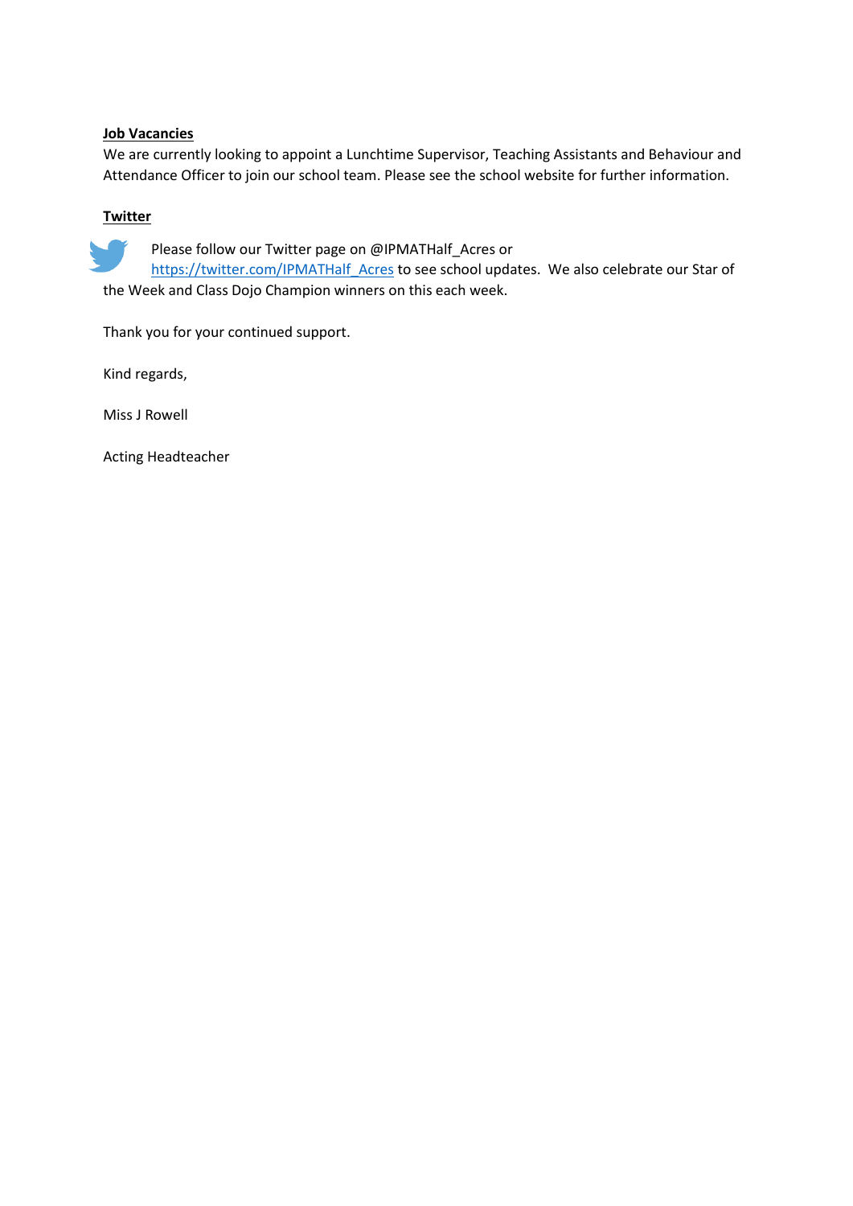**Job Vacancies**

We are currently looking to appoint a Lunchtime Supervisor, Teaching Assistants and Behaviour and Attendance Officer to join our school team. Please see the school website for further information.

**Twitter**

Please follow our Twitter page on @IPMATHalf_Acres or https://twitter.com/IPMATHalf_Acres to see school updates. We also celebrate our Star of the Week and Class Dojo Champion winners on this each week.

Thank you for your continued support.

Kind regards,

Miss J Rowell

Acting Headteacher